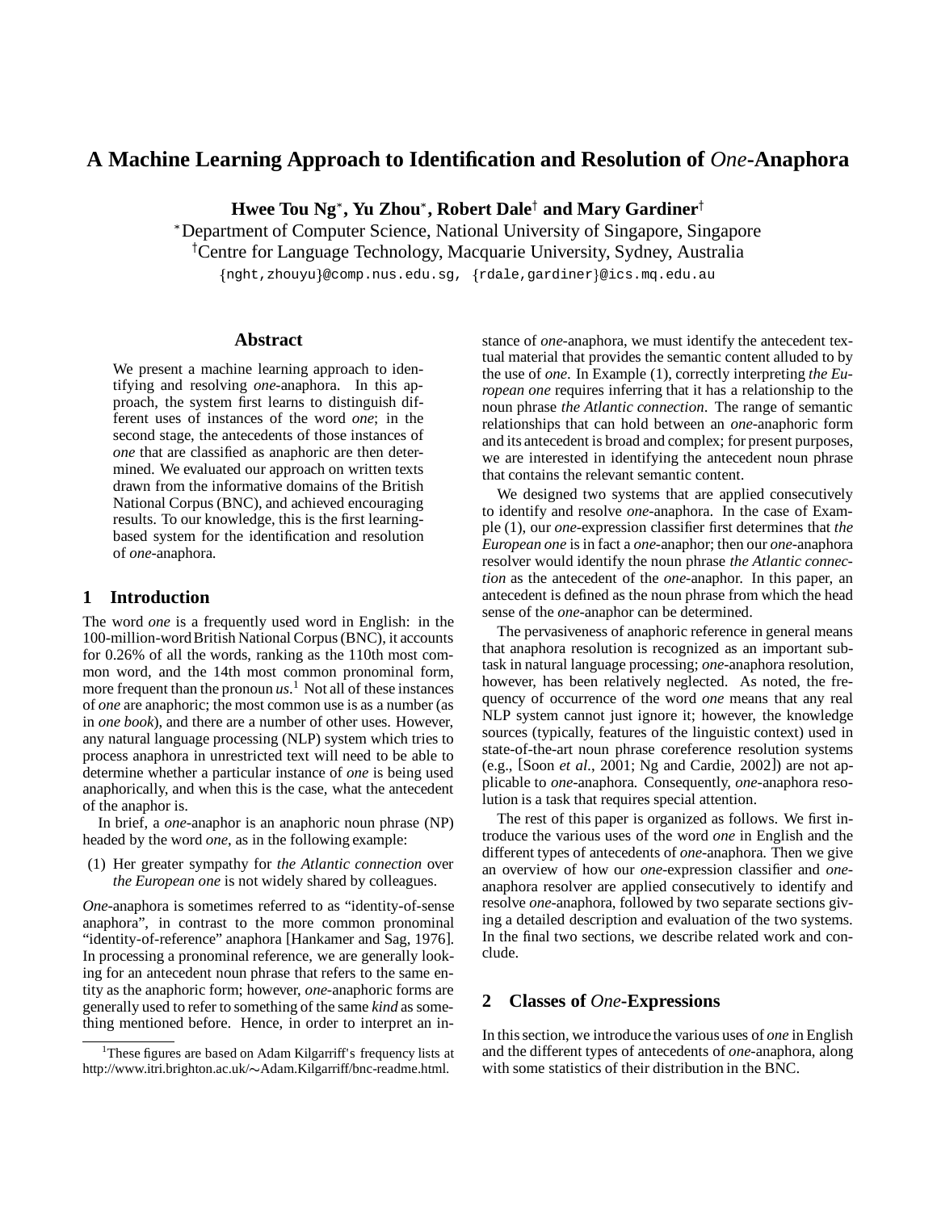# A Machine Learning Approach to Identification and Resolution of *One*-Anaphora

**Hwee Tou Ng*, Yu Zhou*, Robert Dale† and Mary Gardiner†**

*Department of Computer Science, National University of Singapore, Singapore

†Centre for Language Technology, Macquarie University, Sydney, Australia

{nght,zhouyu}@comp.nus.edu.sg, {rdale,gardiner}@ics.mq.edu.au

## Abstract

We present a machine learning approach to identifying and resolving *one*-anaphora. In this approach, the system first learns to distinguish different uses of instances of the word *one*; in the second stage, the antecedents of those instances of *one* that are classified as anaphoric are then determined. We evaluated our approach on written texts drawn from the informative domains of the British National Corpus (BNC), and achieved encouraging results. To our knowledge, this is the first learning-based system for the identification and resolution of *one*-anaphora.

## 1 Introduction

The word *one* is a frequently used word in English: in the 100-million-word British National Corpus (BNC), it accounts for 0.26% of all the words, ranking as the 110th most common word, and the 14th most common pronominal form, more frequent than the pronoun *us*.[1] Not all of these instances of *one* are anaphoric; the most common use is as a number (as in *one book*), and there are a number of other uses. However, any natural language processing (NLP) system which tries to process anaphora in unrestricted text will need to be able to determine whether a particular instance of *one* is being used anaphorically, and when this is the case, what the antecedent of the anaphor is.

In brief, a *one*-anaphor is an anaphoric noun phrase (NP) headed by the word *one*, as in the following example:

(1) Her greater sympathy for *the Atlantic connection* over *the European one* is not widely shared by colleagues.

*One*-anaphora is sometimes referred to as "identity-of-sense anaphora", in contrast to the more common pronominal "identity-of-reference" anaphora [Hankamer and Sag, 1976]. In processing a pronominal reference, we are generally looking for an antecedent noun phrase that refers to the same entity as the anaphoric form; however, *one*-anaphoric forms are generally used to refer to something of the same *kind* as something mentioned before. Hence, in order to interpret an instance of *one*-anaphora, we must identify the antecedent textual material that provides the semantic content alluded to by the use of *one*. In Example (1), correctly interpreting *the European one* requires inferring that it has a relationship to the noun phrase *the Atlantic connection*. The range of semantic relationships that can hold between an *one*-anaphoric form and its antecedent is broad and complex; for present purposes, we are interested in identifying the antecedent noun phrase that contains the relevant semantic content.

We designed two systems that are applied consecutively to identify and resolve *one*-anaphora. In the case of Example (1), our *one*-expression classifier first determines that *the European one* is in fact a *one*-anaphor; then our *one*-anaphora resolver would identify the noun phrase *the Atlantic connection* as the antecedent of the *one*-anaphor. In this paper, an antecedent is defined as the noun phrase from which the head sense of the *one*-anaphor can be determined.

The pervasiveness of anaphoric reference in general means that anaphora resolution is recognized as an important subtask in natural language processing; *one*-anaphora resolution, however, has been relatively neglected. As noted, the frequency of occurrence of the word *one* means that any real NLP system cannot just ignore it; however, the knowledge sources (typically, features of the linguistic context) used in state-of-the-art noun phrase coreference resolution systems (e.g., [Soon *et al.*, 2001; Ng and Cardie, 2002]) are not applicable to *one*-anaphora. Consequently, *one*-anaphora resolution is a task that requires special attention.

The rest of this paper is organized as follows. We first introduce the various uses of the word *one* in English and the different types of antecedents of *one*-anaphora. Then we give an overview of how our *one*-expression classifier and *one*-anaphora resolver are applied consecutively to identify and resolve *one*-anaphora, followed by two separate sections giving a detailed description and evaluation of the two systems. In the final two sections, we describe related work and conclude.

## 2 Classes of *One*-Expressions

In this section, we introduce the various uses of *one* in English and the different types of antecedents of *one*-anaphora, along with some statistics of their distribution in the BNC.

[1] These figures are based on Adam Kilgarriff's frequency lists at http://www.itri.brighton.ac.uk/∼Adam.Kilgarriff/bnc-readme.html.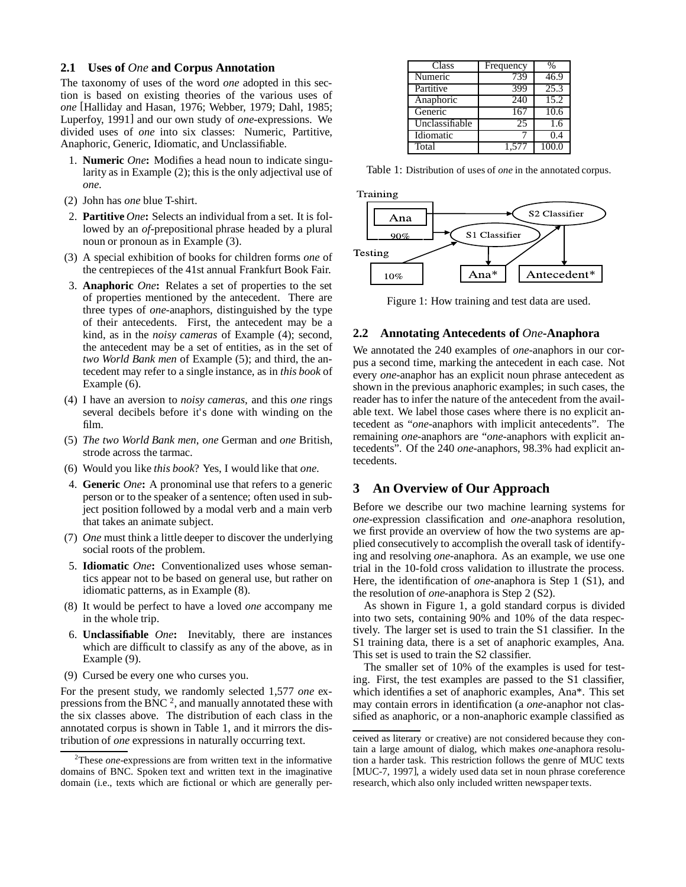### 2.1 Uses of *One* and Corpus Annotation

The taxonomy of uses of the word *one* adopted in this section is based on existing theories of the various uses of *one* [Halliday and Hasan, 1976; Webber, 1979; Dahl, 1985; Luperfoy, 1991] and our own study of *one*-expressions. We divided uses of *one* into six classes: Numeric, Partitive, Anaphoric, Generic, Idiomatic, and Unclassifiable.

1. **Numeric** ***One*****:** Modifies a head noun to indicate singularity as in Example (2); this is the only adjectival use of *one*.

(2) John has *one* blue T-shirt.

2. **Partitive** ***One*****:** Selects an individual from a set. It is followed by an *of*-prepositional phrase headed by a plural noun or pronoun as in Example (3).

(3) A special exhibition of books for children forms *one* of the centrepieces of the 41st annual Frankfurt Book Fair.

3. **Anaphoric** ***One*****:** Relates a set of properties to the set of properties mentioned by the antecedent. There are three types of *one*-anaphors, distinguished by the type of their antecedents. First, the antecedent may be a kind, as in the *noisy cameras* of Example (4); second, the antecedent may be a set of entities, as in the set of *two World Bank men* of Example (5); and third, the antecedent may refer to a single instance, as in *this book* of Example (6).

(4) I have an aversion to *noisy cameras*, and this *one* rings several decibels before it's done with winding on the film.

(5) *The two World Bank men*, *one* German and *one* British, strode across the tarmac.

(6) Would you like *this book*? Yes, I would like that *one*.

4. **Generic** ***One*****:** A pronominal use that refers to a generic person or to the speaker of a sentence; often used in subject position followed by a modal verb and a main verb that takes an animate subject.

(7) *One* must think a little deeper to discover the underlying social roots of the problem.

5. **Idiomatic** ***One*****:** Conventionalized uses whose semantics appear not to be based on general use, but rather on idiomatic patterns, as in Example (8).

(8) It would be perfect to have a loved *one* accompany me in the whole trip.

6. **Unclassifiable** ***One*****:** Inevitably, there are instances which are difficult to classify as any of the above, as in Example (9).

(9) Cursed be every one who curses you.

For the present study, we randomly selected 1,577 *one* expressions from the BNC [2], and manually annotated these with the six classes above. The distribution of each class in the annotated corpus is shown in Table 1, and it mirrors the distribution of *one* expressions in naturally occurring text.

| Class | Frequency | % |
|---|---|---|
| Numeric | 739 | 46.9 |
| Partitive | 399 | 25.3 |
| Anaphoric | 240 | 15.2 |
| Generic | 167 | 10.6 |
| Unclassifiable | 25 | 1.6 |
| Idiomatic | 7 | 0.4 |
| Total | 1,577 | 100.0 |

Table 1: Distribution of uses of *one* in the annotated corpus.

Figure 1: How training and test data are used.

### 2.2 Annotating Antecedents of *One*-Anaphora

We annotated the 240 examples of *one*-anaphors in our corpus a second time, marking the antecedent in each case. Not every *one*-anaphor has an explicit noun phrase antecedent as shown in the previous anaphoric examples; in such cases, the reader has to infer the nature of the antecedent from the available text. We label those cases where there is no explicit antecedent as "*one*-anaphors with implicit antecedents". The remaining *one*-anaphors are "*one*-anaphors with explicit antecedents". Of the 240 *one*-anaphors, 98.3% had explicit antecedents.

## 3 An Overview of Our Approach

Before we describe our two machine learning systems for *one*-expression classification and *one*-anaphora resolution, we first provide an overview of how the two systems are applied consecutively to accomplish the overall task of identifying and resolving *one*-anaphora. As an example, we use one trial in the 10-fold cross validation to illustrate the process. Here, the identification of *one*-anaphora is Step 1 (S1), and the resolution of *one*-anaphora is Step 2 (S2).

As shown in Figure 1, a gold standard corpus is divided into two sets, containing 90% and 10% of the data respectively. The larger set is used to train the S1 classifier. In the S1 training data, there is a set of anaphoric examples, Ana. This set is used to train the S2 classifier.

The smaller set of 10% of the examples is used for testing. First, the test examples are passed to the S1 classifier, which identifies a set of anaphoric examples, Ana\*. This set may contain errors in identification (a *one*-anaphor not classified as anaphoric, or a non-anaphoric example classified as

[2] These *one*-expressions are from written text in the informative domains of BNC. Spoken text and written text in the imaginative domain (i.e., texts which are fictional or which are generally perceived as literary or creative) are not considered because they contain a large amount of dialog, which makes *one*-anaphora resolution a harder task. This restriction follows the genre of MUC texts [MUC-7, 1997], a widely used data set in noun phrase coreference research, which also only included written newspaper texts.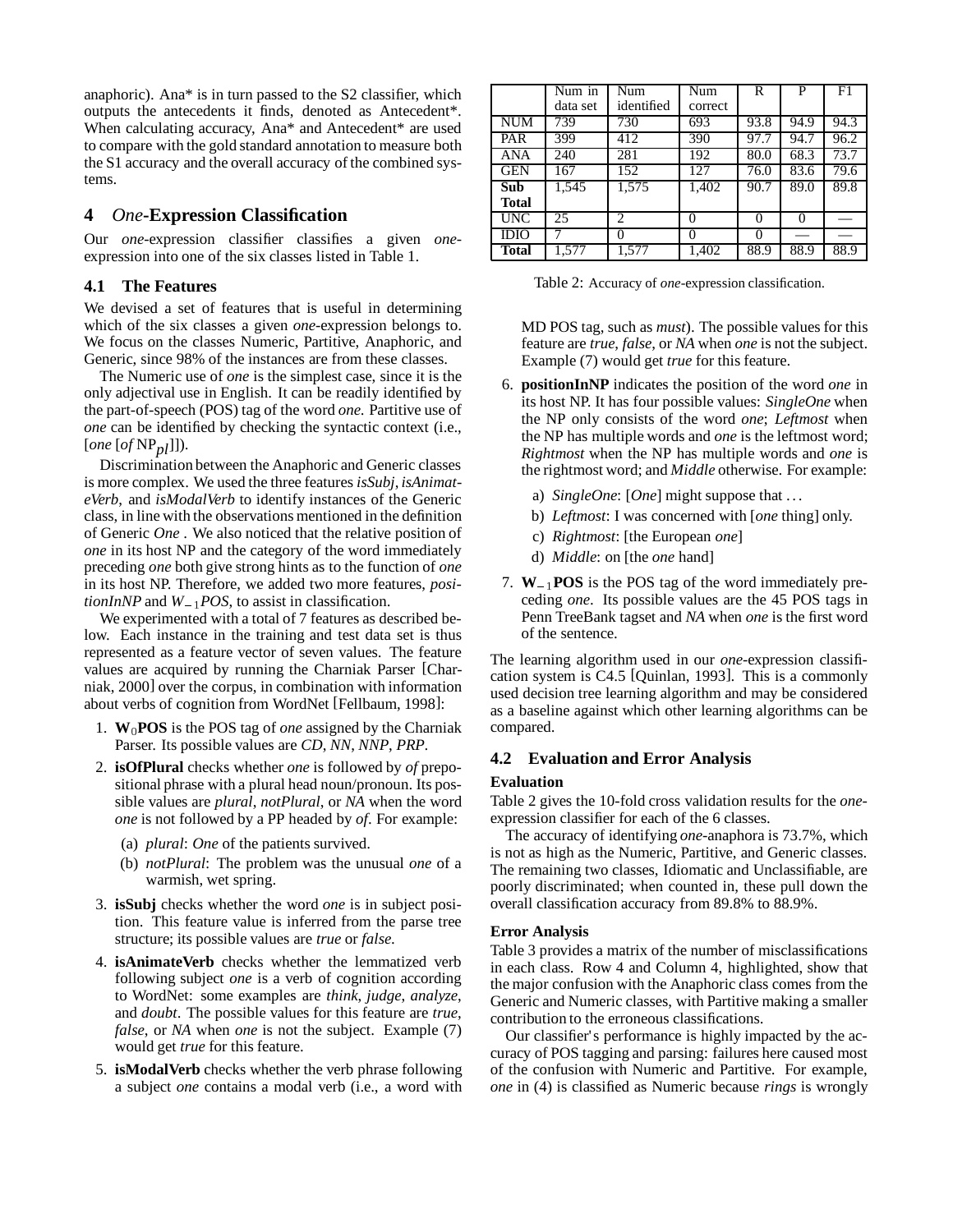anaphoric). Ana* is in turn passed to the S2 classifier, which outputs the antecedents it finds, denoted as Antecedent*. When calculating accuracy, Ana* and Antecedent* are used to compare with the gold standard annotation to measure both the S1 accuracy and the overall accuracy of the combined systems.

## 4 *One*-Expression Classification

Our *one*-expression classifier classifies a given *one*-expression into one of the six classes listed in Table 1.

### 4.1 The Features

We devised a set of features that is useful in determining which of the six classes a given *one*-expression belongs to. We focus on the classes Numeric, Partitive, Anaphoric, and Generic, since 98% of the instances are from these classes.

The Numeric use of *one* is the simplest case, since it is the only adjectival use in English. It can be readily identified by the part-of-speech (POS) tag of the word *one.* Partitive use of *one* can be identified by checking the syntactic context (i.e., [*one* [*of* $NP_{pl}$]]).

Discrimination between the Anaphoric and Generic classes is more complex. We used the three features *isSubj*, *isAnimateVerb*, and *isModalVerb* to identify instances of the Generic class, in line with the observations mentioned in the definition of Generic *One* . We also noticed that the relative position of *one* in its host NP and the category of the word immediately preceding *one* both give strong hints as to the function of *one* in its host NP. Therefore, we added two more features, *positionInNP* and $W_{-1}POS$, to assist in classification.

We experimented with a total of 7 features as described below. Each instance in the training and test data set is thus represented as a feature vector of seven values. The feature values are acquired by running the Charniak Parser [Charniak, 2000] over the corpus, in combination with information about verbs of cognition from WordNet [Fellbaum, 1998]:

1. $\mathbf{W_0}$**POS** is the POS tag of *one* assigned by the Charniak Parser. Its possible values are *CD*, *NN*, *NNP*, *PRP*.
2. **isOfPlural** checks whether *one* is followed by *of* prepositional phrase with a plural head noun/pronoun. Its possible values are *plural*, *notPlural*, or *NA* when the word *one* is not followed by a PP headed by *of*. For example:
   (a) *plural*: *One* of the patients survived.
   (b) *notPlural*: The problem was the unusual *one* of a warmish, wet spring.
3. **isSubj** checks whether the word *one* is in subject position. This feature value is inferred from the parse tree structure; its possible values are *true* or *false.*
4. **isAnimateVerb** checks whether the lemmatized verb following subject *one* is a verb of cognition according to WordNet: some examples are *think*, *judge*, *analyze*, and *doubt*. The possible values for this feature are *true*, *false*, or *NA* when *one* is not the subject. Example (7) would get *true* for this feature.
5. **isModalVerb** checks whether the verb phrase following a subject *one* contains a modal verb (i.e., a word with MD POS tag, such as *must*). The possible values for this feature are *true*, *false*, or *NA* when *one* is not the subject. Example (7) would get *true* for this feature.
6. **positionInNP** indicates the position of the word *one* in its host NP. It has four possible values: *SingleOne* when the NP only consists of the word *one*; *Leftmost* when the NP has multiple words and *one* is the leftmost word; *Rightmost* when the NP has multiple words and *one* is the rightmost word; and *Middle* otherwise. For example:
   a) *SingleOne*: [*One*] might suppose that …
   b) *Leftmost*: I was concerned with [*one* thing] only.
   c) *Rightmost*: [the European *one*]
   d) *Middle*: on [the *one* hand]
7. $\mathbf{W_{-1}}$**POS** is the POS tag of the word immediately preceding *one*. Its possible values are the 45 POS tags in Penn TreeBank tagset and *NA* when *one* is the first word of the sentence.

The learning algorithm used in our *one*-expression classification system is C4.5 [Quinlan, 1993]. This is a commonly used decision tree learning algorithm and may be considered as a baseline against which other learning algorithms can be compared.

| | Num in data set | Num identified | Num correct | R | P | F1 |
|---|---|---|---|---|---|---|
| NUM | 739 | 730 | 693 | 93.8 | 94.9 | 94.3 |
| PAR | 399 | 412 | 390 | 97.7 | 94.7 | 96.2 |
| ANA | 240 | 281 | 192 | 80.0 | 68.3 | 73.7 |
| GEN | 167 | 152 | 127 | 76.0 | 83.6 | 79.6 |
| **Sub Total** | 1,545 | 1,575 | 1,402 | 90.7 | 89.0 | 89.8 |
| UNC | 25 | 2 | 0 | 0 | 0 | — |
| IDIO | 7 | 0 | 0 | 0 | — | — |
| **Total** | 1,577 | 1,577 | 1,402 | 88.9 | 88.9 | 88.9 |

Table 2: Accuracy of *one*-expression classification.

### 4.2 Evaluation and Error Analysis

#### Evaluation

Table 2 gives the 10-fold cross validation results for the *one*-expression classifier for each of the 6 classes.

The accuracy of identifying *one*-anaphora is 73.7%, which is not as high as the Numeric, Partitive, and Generic classes. The remaining two classes, Idiomatic and Unclassifiable, are poorly discriminated; when counted in, these pull down the overall classification accuracy from 89.8% to 88.9%.

#### Error Analysis

Table 3 provides a matrix of the number of misclassifications in each class. Row 4 and Column 4, highlighted, show that the major confusion with the Anaphoric class comes from the Generic and Numeric classes, with Partitive making a smaller contribution to the erroneous classifications.

Our classifier's performance is highly impacted by the accuracy of POS tagging and parsing: failures here caused most of the confusion with Numeric and Partitive. For example, *one* in (4) is classified as Numeric because *rings* is wrongly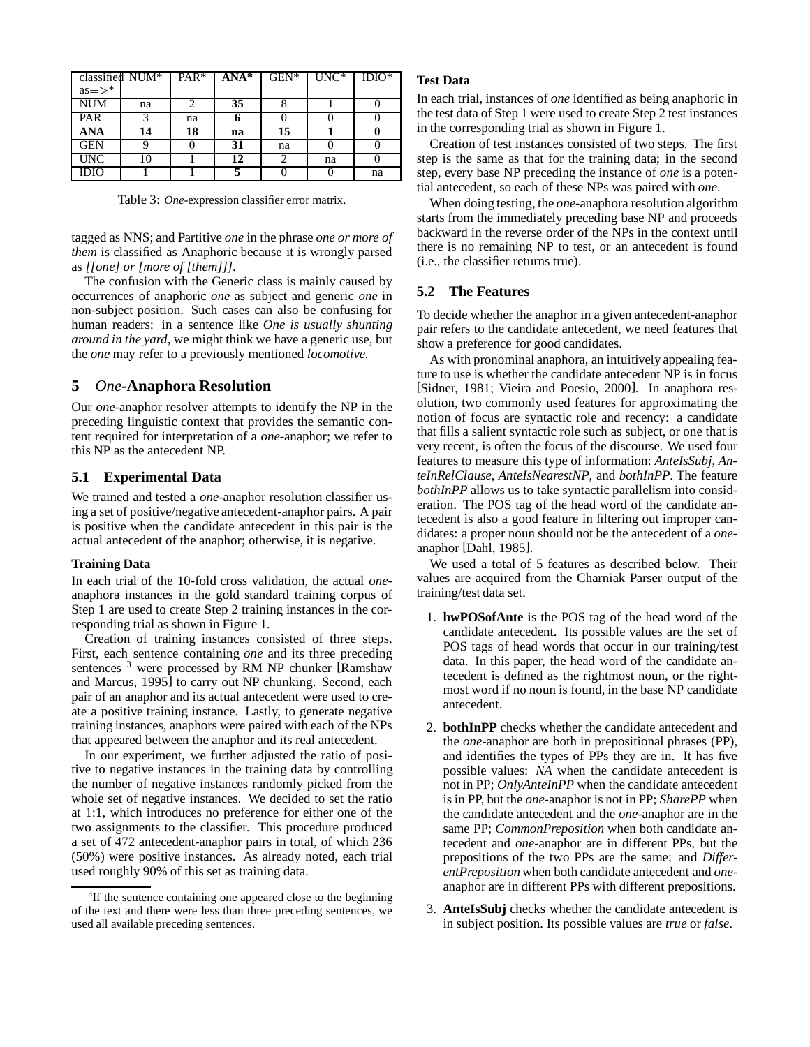| classified as=>* | NUM* | PAR* | **ANA*** | GEN* | UNC* | IDIO* |
|---|---|---|---|---|---|---|
| NUM | na | 2 | **35** | 8 | 1 | 0 |
| PAR | 3 | na | **6** | 0 | 0 | 0 |
| **ANA** | **14** | **18** | **na** | **15** | **1** | **0** |
| GEN | 9 | 0 | **31** | na | 0 | 0 |
| UNC | 10 | 1 | **12** | 2 | na | 0 |
| IDIO | 1 | 1 | **5** | 0 | 0 | na |

Table 3: *One*-expression classifier error matrix.

tagged as NNS; and Partitive *one* in the phrase *one or more of them* is classified as Anaphoric because it is wrongly parsed as *[[one] or [more of [them]]]*.

The confusion with the Generic class is mainly caused by occurrences of anaphoric *one* as subject and generic *one* in non-subject position. Such cases can also be confusing for human readers: in a sentence like *One is usually shunting around in the yard*, we might think we have a generic use, but the *one* may refer to a previously mentioned *locomotive*.

## 5 *One*-Anaphora Resolution

Our *one*-anaphor resolver attempts to identify the NP in the preceding linguistic context that provides the semantic content required for interpretation of a *one*-anaphor; we refer to this NP as the antecedent NP.

### 5.1 Experimental Data

We trained and tested a *one*-anaphor resolution classifier using a set of positive/negative antecedent-anaphor pairs. A pair is positive when the candidate antecedent in this pair is the actual antecedent of the anaphor; otherwise, it is negative.

**Training Data**

In each trial of the 10-fold cross validation, the actual *one*-anaphora instances in the gold standard training corpus of Step 1 are used to create Step 2 training instances in the corresponding trial as shown in Figure 1.

Creation of training instances consisted of three steps. First, each sentence containing *one* and its three preceding sentences [3] were processed by RM NP chunker [Ramshaw and Marcus, 1995] to carry out NP chunking. Second, each pair of an anaphor and its actual antecedent were used to create a positive training instance. Lastly, to generate negative training instances, anaphors were paired with each of the NPs that appeared between the anaphor and its real antecedent.

In our experiment, we further adjusted the ratio of positive to negative instances in the training data by controlling the number of negative instances randomly picked from the whole set of negative instances. We decided to set the ratio at 1:1, which introduces no preference for either one of the two assignments to the classifier. This procedure produced a set of 472 antecedent-anaphor pairs in total, of which 236 (50%) were positive instances. As already noted, each trial used roughly 90% of this set as training data.

[3] If the sentence containing one appeared close to the beginning of the text and there were less than three preceding sentences, we used all available preceding sentences.

**Test Data**

In each trial, instances of *one* identified as being anaphoric in the test data of Step 1 were used to create Step 2 test instances in the corresponding trial as shown in Figure 1.

Creation of test instances consisted of two steps. The first step is the same as that for the training data; in the second step, every base NP preceding the instance of *one* is a potential antecedent, so each of these NPs was paired with *one*.

When doing testing, the *one*-anaphora resolution algorithm starts from the immediately preceding base NP and proceeds backward in the reverse order of the NPs in the context until there is no remaining NP to test, or an antecedent is found (i.e., the classifier returns true).

### 5.2 The Features

To decide whether the anaphor in a given antecedent-anaphor pair refers to the candidate antecedent, we need features that show a preference for good candidates.

As with pronominal anaphora, an intuitively appealing feature to use is whether the candidate antecedent NP is in focus [Sidner, 1981; Vieira and Poesio, 2000]. In anaphora resolution, two commonly used features for approximating the notion of focus are syntactic role and recency: a candidate that fills a salient syntactic role such as subject, or one that is very recent, is often the focus of the discourse. We used four features to measure this type of information: *AnteIsSubj*, *AnteInRelClause*, *AnteIsNearestNP*, and *bothInPP*. The feature *bothInPP* allows us to take syntactic parallelism into consideration. The POS tag of the head word of the candidate antecedent is also a good feature in filtering out improper candidates: a proper noun should not be the antecedent of a *one*-anaphor [Dahl, 1985].

We used a total of 5 features as described below. Their values are acquired from the Charniak Parser output of the training/test data set.

1. **hwPOSofAnte** is the POS tag of the head word of the candidate antecedent. Its possible values are the set of POS tags of head words that occur in our training/test data. In this paper, the head word of the candidate antecedent is defined as the rightmost noun, or the rightmost word if no noun is found, in the base NP candidate antecedent.
2. **bothInPP** checks whether the candidate antecedent and the *one*-anaphor are both in prepositional phrases (PP), and identifies the types of PPs they are in. It has five possible values: *NA* when the candidate antecedent is not in PP; *OnlyAnteInPP* when the candidate antecedent is in PP, but the *one*-anaphor is not in PP; *SharePP* when the candidate antecedent and the *one*-anaphor are in the same PP; *CommonPreposition* when both candidate antecedent and *one*-anaphor are in different PPs, but the prepositions of the two PPs are the same; and *DifferentPreposition* when both candidate antecedent and *one*-anaphor are in different PPs with different prepositions.
3. **AnteIsSubj** checks whether the candidate antecedent is in subject position. Its possible values are *true* or *false*.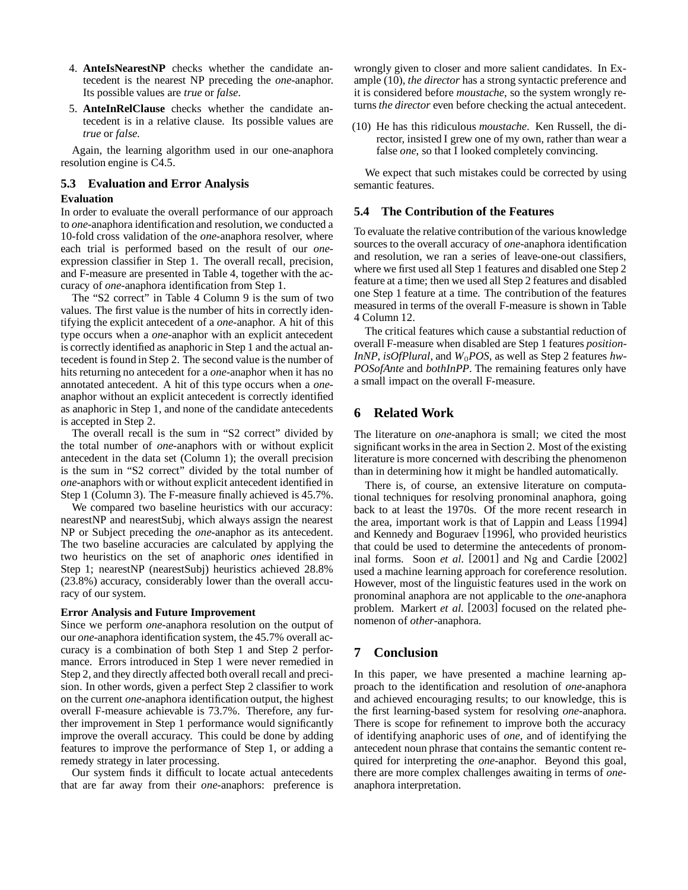4. **AnteIsNearestNP** checks whether the candidate antecedent is the nearest NP preceding the *one*-anaphor. Its possible values are *true* or *false*.

5. **AnteInRelClause** checks whether the candidate antecedent is in a relative clause. Its possible values are *true* or *false*.

Again, the learning algorithm used in our one-anaphora resolution engine is C4.5.

### 5.3 Evaluation and Error Analysis

**Evaluation**

In order to evaluate the overall performance of our approach to *one*-anaphora identification and resolution, we conducted a 10-fold cross validation of the *one*-anaphora resolver, where each trial is performed based on the result of our *one*-expression classifier in Step 1. The overall recall, precision, and F-measure are presented in Table 4, together with the accuracy of *one*-anaphora identification from Step 1.

The "S2 correct" in Table 4 Column 9 is the sum of two values. The first value is the number of hits in correctly identifying the explicit antecedent of a *one*-anaphor. A hit of this type occurs when a *one*-anaphor with an explicit antecedent is correctly identified as anaphoric in Step 1 and the actual antecedent is found in Step 2. The second value is the number of hits returning no antecedent for a *one*-anaphor when it has no annotated antecedent. A hit of this type occurs when a *one*-anaphor without an explicit antecedent is correctly identified as anaphoric in Step 1, and none of the candidate antecedents is accepted in Step 2.

The overall recall is the sum in "S2 correct" divided by the total number of *one*-anaphors with or without explicit antecedent in the data set (Column 1); the overall precision is the sum in "S2 correct" divided by the total number of *one*-anaphors with or without explicit antecedent identified in Step 1 (Column 3). The F-measure finally achieved is 45.7%.

We compared two baseline heuristics with our accuracy: nearestNP and nearestSubj, which always assign the nearest NP or Subject preceding the *one*-anaphor as its antecedent. The two baseline accuracies are calculated by applying the two heuristics on the set of anaphoric *ones* identified in Step 1; nearestNP (nearestSubj) heuristics achieved 28.8% (23.8%) accuracy, considerably lower than the overall accuracy of our system.

**Error Analysis and Future Improvement**

Since we perform *one*-anaphora resolution on the output of our *one*-anaphora identification system, the 45.7% overall accuracy is a combination of both Step 1 and Step 2 performance. Errors introduced in Step 1 were never remedied in Step 2, and they directly affected both overall recall and precision. In other words, given a perfect Step 2 classifier to work on the current *one*-anaphora identification output, the highest overall F-measure achievable is 73.7%. Therefore, any further improvement in Step 1 performance would significantly improve the overall accuracy. This could be done by adding features to improve the performance of Step 1, or adding a remedy strategy in later processing.

Our system finds it difficult to locate actual antecedents that are far away from their *one*-anaphors: preference is wrongly given to closer and more salient candidates. In Example (10), *the director* has a strong syntactic preference and it is considered before *moustache*, so the system wrongly returns *the director* even before checking the actual antecedent.

(10) He has this ridiculous *moustache*. Ken Russell, the director, insisted I grew one of my own, rather than wear a false *one*, so that I looked completely convincing.

We expect that such mistakes could be corrected by using semantic features.

### 5.4 The Contribution of the Features

To evaluate the relative contribution of the various knowledge sources to the overall accuracy of *one*-anaphora identification and resolution, we ran a series of leave-one-out classifiers, where we first used all Step 1 features and disabled one Step 2 feature at a time; then we used all Step 2 features and disabled one Step 1 feature at a time. The contribution of the features measured in terms of the overall F-measure is shown in Table 4 Column 12.

The critical features which cause a substantial reduction of overall F-measure when disabled are Step 1 features *positionInNP*, *isOfPlural*, and $W_0POS$, as well as Step 2 features *hwPOSofAnte* and *bothInPP*. The remaining features only have a small impact on the overall F-measure.

## 6 Related Work

The literature on *one*-anaphora is small; we cited the most significant works in the area in Section 2. Most of the existing literature is more concerned with describing the phenomenon than in determining how it might be handled automatically.

There is, of course, an extensive literature on computational techniques for resolving pronominal anaphora, going back to at least the 1970s. Of the more recent research in the area, important work is that of Lappin and Leass [1994] and Kennedy and Boguraev [1996], who provided heuristics that could be used to determine the antecedents of pronominal forms. Soon *et al.* [2001] and Ng and Cardie [2002] used a machine learning approach for coreference resolution. However, most of the linguistic features used in the work on pronominal anaphora are not applicable to the *one*-anaphora problem. Markert *et al.* [2003] focused on the related phenomenon of *other*-anaphora.

## 7 Conclusion

In this paper, we have presented a machine learning approach to the identification and resolution of *one*-anaphora and achieved encouraging results; to our knowledge, this is the first learning-based system for resolving *one*-anaphora. There is scope for refinement to improve both the accuracy of identifying anaphoric uses of *one*, and of identifying the antecedent noun phrase that contains the semantic content required for interpreting the *one*-anaphor. Beyond this goal, there are more complex challenges awaiting in terms of *one*-anaphora interpretation.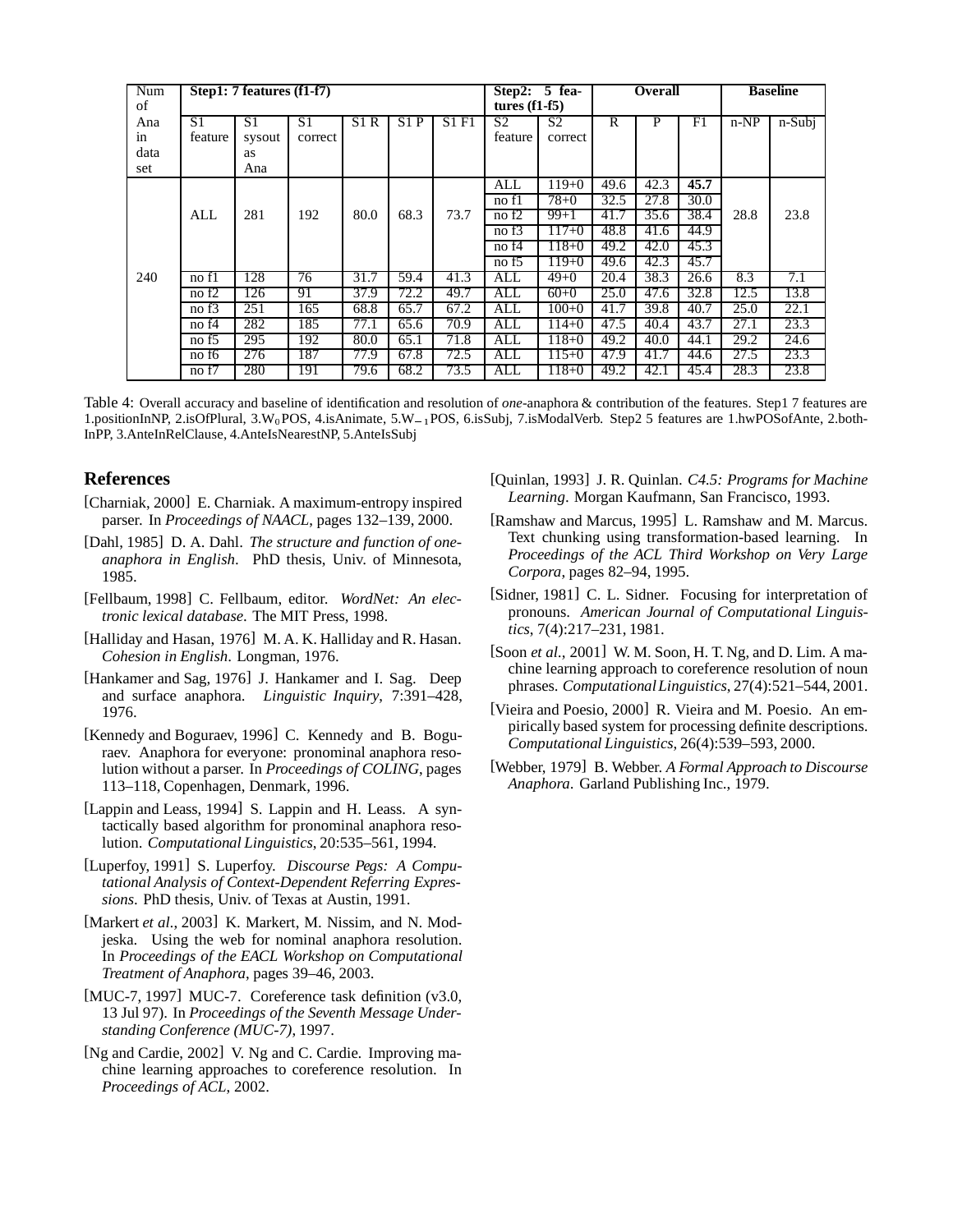| Num of Ana in data set | Step1: 7 features (f1-f7) | | | | | | Step2: 5 features (f1-f5) | | Overall | | | Baseline | |
|---|---|---|---|---|---|---|---|---|---|---|---|---|---|
| | S1 feature | S1 sysout as Ana | S1 correct | S1 R | S1 P | S1 F1 | S2 feature | S2 correct | R | P | F1 | n-NP | n-Subj |
| 240 | ALL | 281 | 192 | 80.0 | 68.3 | 73.7 | ALL | 119+0 | 49.6 | 42.3 | **45.7** | 28.8 | 23.8 |
| | | | | | | | no f1 | 78+0 | 32.5 | 27.8 | 30.0 | | |
| | | | | | | | no f2 | 99+1 | 41.7 | 35.6 | 38.4 | | |
| | | | | | | | no f3 | 117+0 | 48.8 | 41.6 | 44.9 | | |
| | | | | | | | no f4 | 118+0 | 49.2 | 42.0 | 45.3 | | |
| | | | | | | | no f5 | 119+0 | 49.6 | 42.3 | 45.7 | | |
| | no f1 | 128 | 76 | 31.7 | 59.4 | 41.3 | ALL | 49+0 | 20.4 | 38.3 | 26.6 | 8.3 | 7.1 |
| | no f2 | 126 | 91 | 37.9 | 72.2 | 49.7 | ALL | 60+0 | 25.0 | 47.6 | 32.8 | 12.5 | 13.8 |
| | no f3 | 251 | 165 | 68.8 | 65.7 | 67.2 | ALL | 100+0 | 41.7 | 39.8 | 40.7 | 25.0 | 22.1 |
| | no f4 | 282 | 185 | 77.1 | 65.6 | 70.9 | ALL | 114+0 | 47.5 | 40.4 | 43.7 | 27.1 | 23.3 |
| | no f5 | 295 | 192 | 80.0 | 65.1 | 71.8 | ALL | 118+0 | 49.2 | 40.0 | 44.1 | 29.2 | 24.6 |
| | no f6 | 276 | 187 | 77.9 | 67.8 | 72.5 | ALL | 115+0 | 47.9 | 41.7 | 44.6 | 27.5 | 23.3 |
| | no f7 | 280 | 191 | 79.6 | 68.2 | 73.5 | ALL | 118+0 | 49.2 | 42.1 | 45.4 | 28.3 | 23.8 |

Table 4: Overall accuracy and baseline of identification and resolution of *one*-anaphora & contribution of the features. Step1 7 features are 1.positionInNP, 2.isOfPlural, 3.$W_0$POS, 4.isAnimate, 5.$W_{-1}$POS, 6.isSubj, 7.isModalVerb. Step2 5 features are 1.hwPOSofAnte, 2.bothInPP, 3.AnteInRelClause, 4.AnteIsNearestNP, 5.AnteIsSubj

## References

[Charniak, 2000] E. Charniak. A maximum-entropy inspired parser. In *Proceedings of NAACL*, pages 132–139, 2000.

[Dahl, 1985] D. A. Dahl. *The structure and function of one-anaphora in English*. PhD thesis, Univ. of Minnesota, 1985.

[Fellbaum, 1998] C. Fellbaum, editor. *WordNet: An electronic lexical database*. The MIT Press, 1998.

[Halliday and Hasan, 1976] M. A. K. Halliday and R. Hasan. *Cohesion in English*. Longman, 1976.

[Hankamer and Sag, 1976] J. Hankamer and I. Sag. Deep and surface anaphora. *Linguistic Inquiry*, 7:391–428, 1976.

[Kennedy and Boguraev, 1996] C. Kennedy and B. Boguraev. Anaphora for everyone: pronominal anaphora resolution without a parser. In *Proceedings of COLING*, pages 113–118, Copenhagen, Denmark, 1996.

[Lappin and Leass, 1994] S. Lappin and H. Leass. A syntactically based algorithm for pronominal anaphora resolution. *Computational Linguistics*, 20:535–561, 1994.

[Luperfoy, 1991] S. Luperfoy. *Discourse Pegs: A Computational Analysis of Context-Dependent Referring Expressions*. PhD thesis, Univ. of Texas at Austin, 1991.

[Markert *et al.*, 2003] K. Markert, M. Nissim, and N. Modjeska. Using the web for nominal anaphora resolution. In *Proceedings of the EACL Workshop on Computational Treatment of Anaphora*, pages 39–46, 2003.

[MUC-7, 1997] MUC-7. Coreference task definition (v3.0, 13 Jul 97). In *Proceedings of the Seventh Message Understanding Conference (MUC-7)*, 1997.

[Ng and Cardie, 2002] V. Ng and C. Cardie. Improving machine learning approaches to coreference resolution. In *Proceedings of ACL*, 2002.

[Quinlan, 1993] J. R. Quinlan. *C4.5: Programs for Machine Learning*. Morgan Kaufmann, San Francisco, 1993.

[Ramshaw and Marcus, 1995] L. Ramshaw and M. Marcus. Text chunking using transformation-based learning. In *Proceedings of the ACL Third Workshop on Very Large Corpora*, pages 82–94, 1995.

[Sidner, 1981] C. L. Sidner. Focusing for interpretation of pronouns. *American Journal of Computational Linguistics*, 7(4):217–231, 1981.

[Soon *et al.*, 2001] W. M. Soon, H. T. Ng, and D. Lim. A machine learning approach to coreference resolution of noun phrases. *Computational Linguistics*, 27(4):521–544, 2001.

[Vieira and Poesio, 2000] R. Vieira and M. Poesio. An empirically based system for processing definite descriptions. *Computational Linguistics*, 26(4):539–593, 2000.

[Webber, 1979] B. Webber. *A Formal Approach to Discourse Anaphora*. Garland Publishing Inc., 1979.